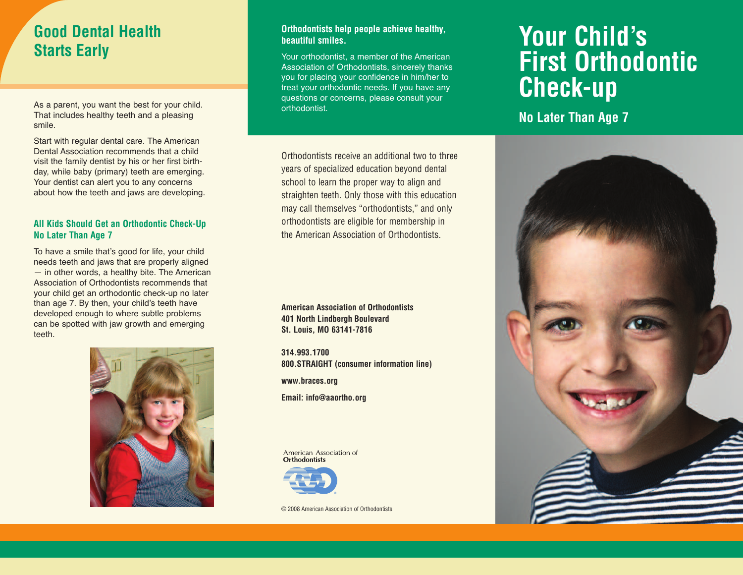## Good Dental Health Starts Early

As a parent, you want the best for your child. That includes healthy teeth and a pleasing smile.

Start with regular dental care. The American Dental Association recommends that a child visit the family dentist by his or her first birthday, while baby (primary) teeth are emerging. Your dentist can alert you to any concerns about how the teeth and jaws are developing.

### All Kids Should Get an Orthodontic Check-Up No Later Than Age 7

To have a smile that's good for life, your child needs teeth and jaws that are properly aligned — in other words, a healthy bite. The American Association of Orthodontists recommends that your child get an orthodontic check-up no later than age 7. By then, your child's teeth have developed enough to where subtle problems can be spotted with jaw growth and emerging teeth.

**Orthodontists help people achieve healthy, beautiful smiles.**

Your orthodontist, a member of the American Association of Orthodontists, sincerely thanks you for placing your confidence in him/her to treat your orthodontic needs. If you have any questions or concerns, please consult your orthodontist.

Orthodontists receive an additional two to three years of specialized education beyond dental school to learn the proper way to align and straighten teeth. Only those with this education may call themselves "orthodontists," and only orthodontists are eligible for membership in the American Association of Orthodontists.

**American Association of Orthodontists**
**401 North Lindbergh Boulevard**
**St. Louis, MO 63141-7816**

**314.993.1700**
**800.STRAIGHT (consumer information line)**

**www.braces.org**

**Email: info@aaortho.org**

American Association of Orthodontists

© 2008 American Association of Orthodontists

# Your Child's First Orthodontic Check-up

## No Later Than Age 7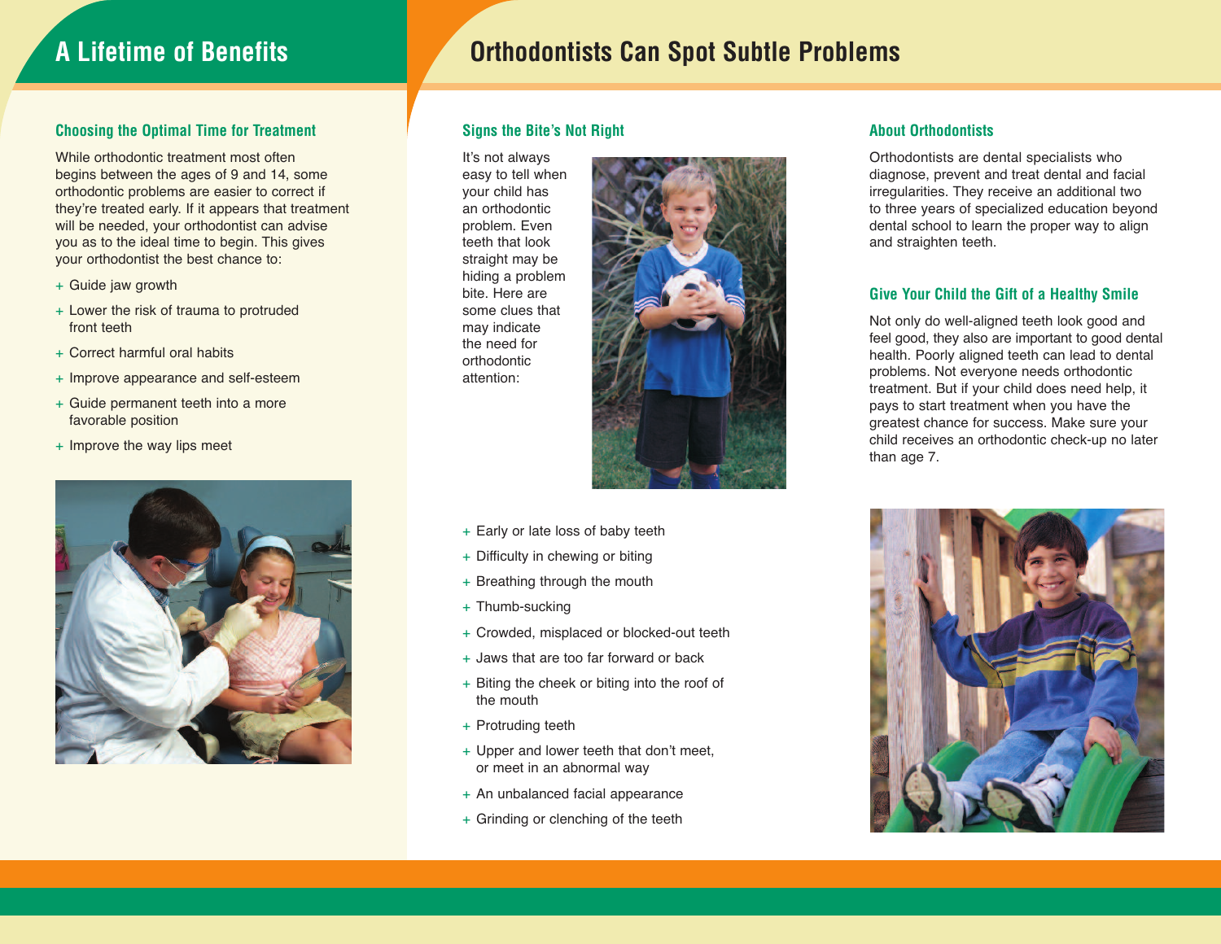## A Lifetime of Benefits

### Choosing the Optimal Time for Treatment

While orthodontic treatment most often begins between the ages of 9 and 14, some orthodontic problems are easier to correct if they're treated early. If it appears that treatment will be needed, your orthodontist can advise you as to the ideal time to begin. This gives your orthodontist the best chance to:

+ Guide jaw growth
+ Lower the risk of trauma to protruded front teeth
+ Correct harmful oral habits
+ Improve appearance and self-esteem
+ Guide permanent teeth into a more favorable position
+ Improve the way lips meet

## Orthodontists Can Spot Subtle Problems

### Signs the Bite's Not Right

It's not always easy to tell when your child has an orthodontic problem. Even teeth that look straight may be hiding a problem bite. Here are some clues that may indicate the need for orthodontic attention:

+ Early or late loss of baby teeth
+ Difficulty in chewing or biting
+ Breathing through the mouth
+ Thumb-sucking
+ Crowded, misplaced or blocked-out teeth
+ Jaws that are too far forward or back
+ Biting the cheek or biting into the roof of the mouth
+ Protruding teeth
+ Upper and lower teeth that don't meet, or meet in an abnormal way
+ An unbalanced facial appearance
+ Grinding or clenching of the teeth

### About Orthodontists

Orthodontists are dental specialists who diagnose, prevent and treat dental and facial irregularities. They receive an additional two to three years of specialized education beyond dental school to learn the proper way to align and straighten teeth.

### Give Your Child the Gift of a Healthy Smile

Not only do well-aligned teeth look good and feel good, they also are important to good dental health. Poorly aligned teeth can lead to dental problems. Not everyone needs orthodontic treatment. But if your child does need help, it pays to start treatment when you have the greatest chance for success. Make sure your child receives an orthodontic check-up no later than age 7.